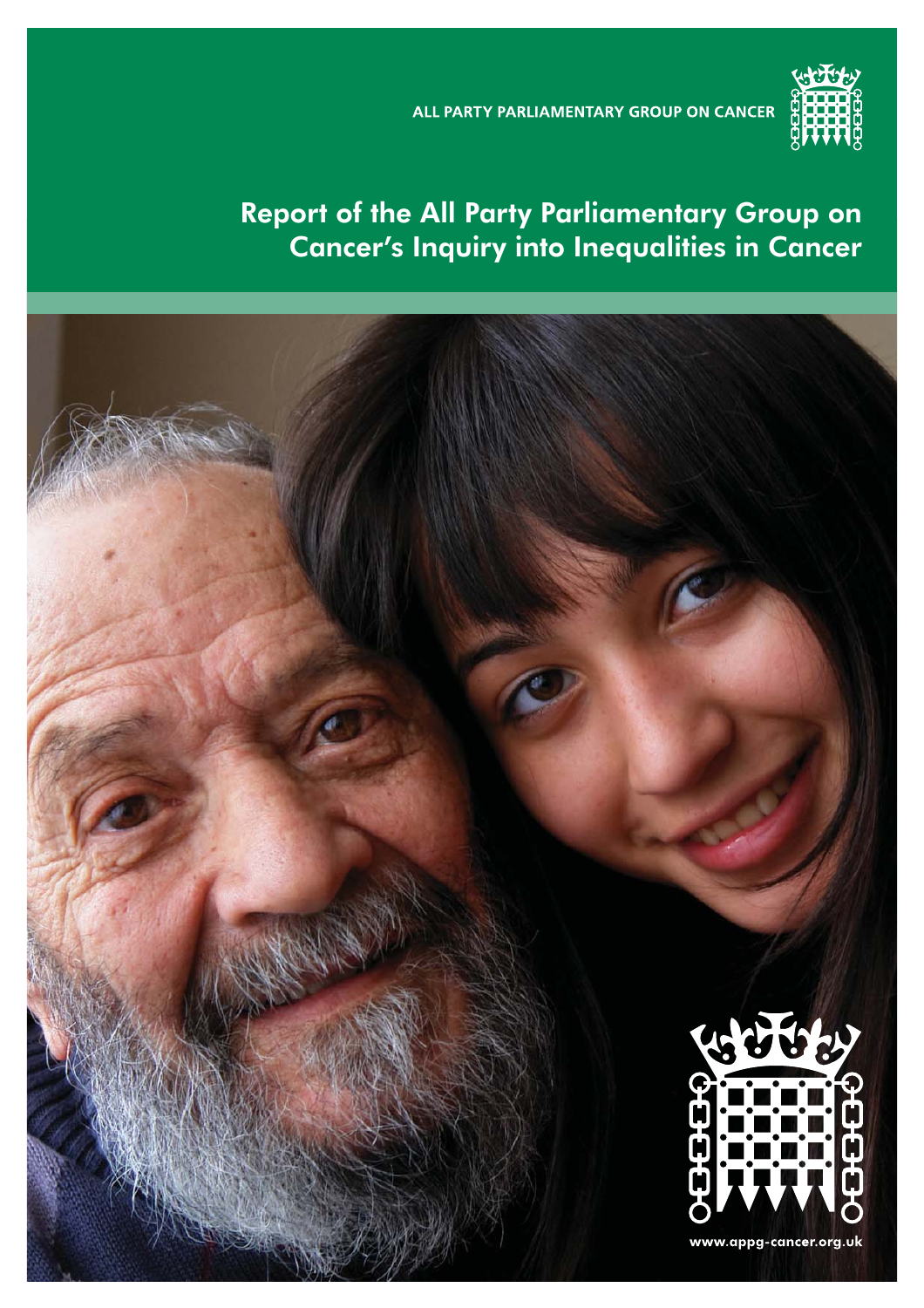ALL PARTY PARLIAMENTARY GROUP ON CANCER

# Report of the All Party Parliamentary Group on Cancer's Inquiry into Inequalities in Cancer

www.appg-cancer.org.uk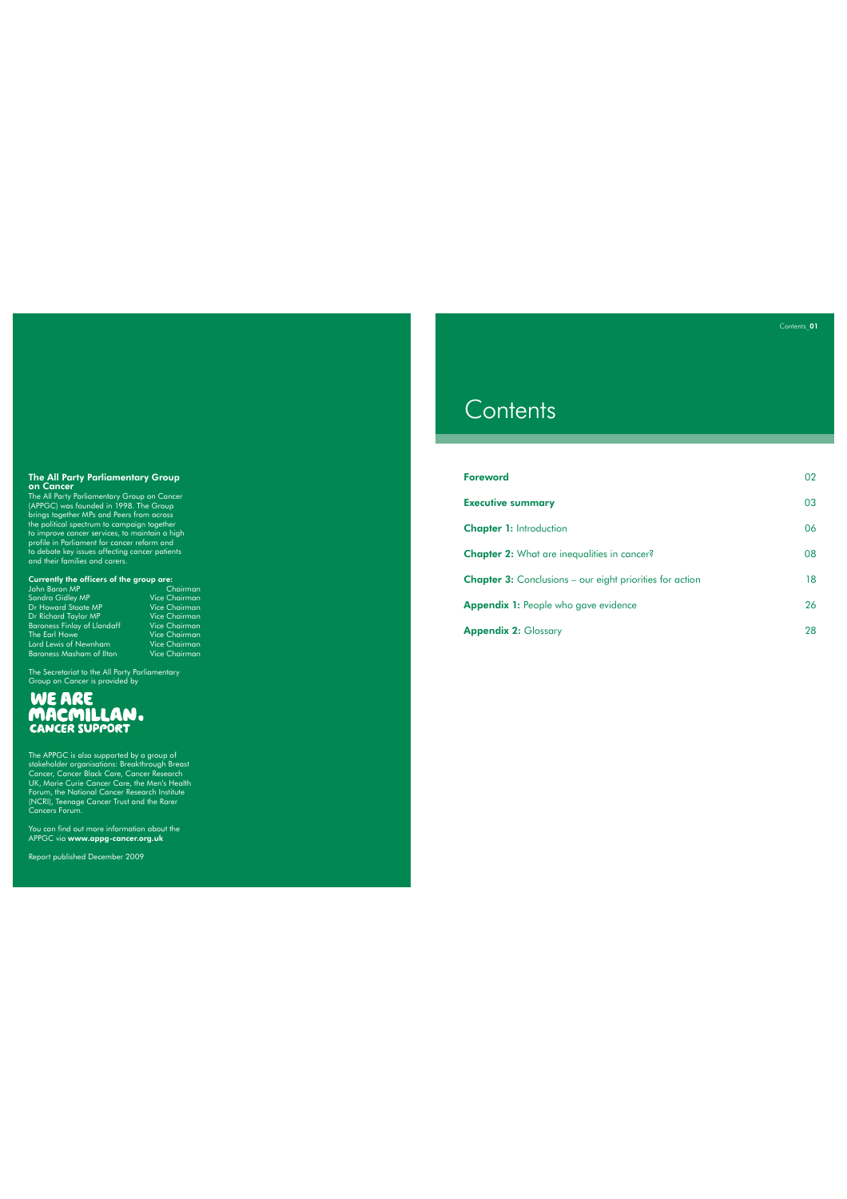### The All Party Parliamentary Group on Cancer

The All Party Parliamentary Group on Cancer (APPGC) was founded in 1998. The Group brings together MPs and Peers from across the political spectrum to campaign together to improve cancer services, to maintain a high profile in Parliament for cancer reform and to debate key issues affecting cancer patients and their families and carers.

**Currently the officers of the group are:**

| | |
|---|---|
| John Baron MP | Chairman |
| Sandra Gidley MP | Vice Chairman |
| Dr Howard Stoate MP | Vice Chairman |
| Dr Richard Taylor MP | Vice Chairman |
| Baroness Finlay of Llandaff | Vice Chairman |
| The Earl Howe | Vice Chairman |
| Lord Lewis of Newnham | Vice Chairman |
| Baroness Masham of Ilton | Vice Chairman |

The Secretariat to the All Party Parliamentary Group on Cancer is provided by

**WE ARE MACMILLAN. CANCER SUPPORT**

The APPGC is also supported by a group of stakeholder organisations: Breakthrough Breast Cancer, Cancer Black Care, Cancer Research UK, Marie Curie Cancer Care, the Men's Health Forum, the National Cancer Research Institute (NCRI), Teenage Cancer Trust and the Rarer Cancers Forum.

You can find out more information about the APPGC via **www.appg-cancer.org.uk**

Report published December 2009

# Contents

| | |
|---|---|
| **Foreword** | 02 |
| **Executive summary** | 03 |
| **Chapter 1:** Introduction | 06 |
| **Chapter 2:** What are inequalities in cancer? | 08 |
| **Chapter 3:** Conclusions – our eight priorities for action | 18 |
| **Appendix 1:** People who gave evidence | 26 |
| **Appendix 2:** Glossary | 28 |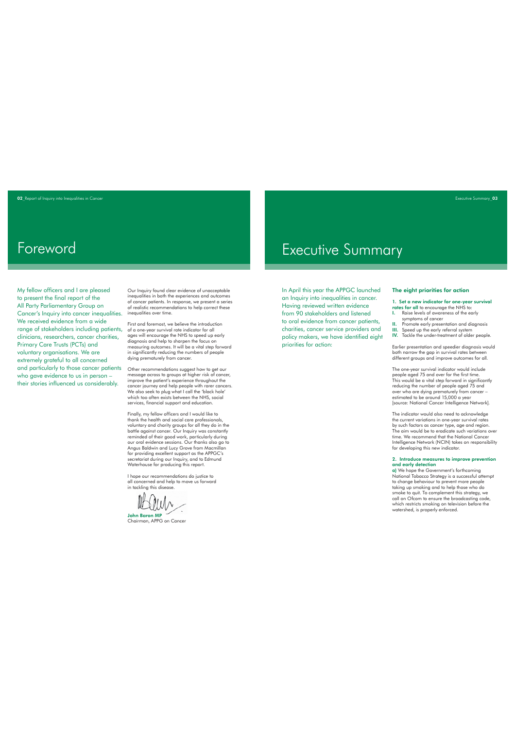# Foreword

My fellow officers and I are pleased to present the final report of the All Party Parliamentary Group on Cancer's Inquiry into cancer inequalities. We received evidence from a wide range of stakeholders including patients, clinicians, researchers, cancer charities, Primary Care Trusts (PCTs) and voluntary organisations. We are extremely grateful to all concerned and particularly to those cancer patients who gave evidence to us in person – their stories influenced us considerably.

Our Inquiry found clear evidence of unacceptable inequalities in both the experiences and outcomes of cancer patients. In response, we present a series of realistic recommendations to help correct these inequalities over time.

First and foremost, we believe the introduction of a one-year survival rate indicator for all ages will encourage the NHS to speed up early diagnosis and help to sharpen the focus on measuring outcomes. It will be a vital step forward in significantly reducing the numbers of people dying prematurely from cancer.

Other recommendations suggest how to get our message across to groups at higher risk of cancer, improve the patient's experience throughout the cancer journey and help people with rarer cancers. We also seek to plug what I call the 'black hole' which too often exists between the NHS, social services, financial support and education.

Finally, my fellow officers and I would like to thank the health and social care professionals, voluntary and charity groups for all they do in the battle against cancer. Our Inquiry was constantly reminded of their good work, particularly during our oral evidence sessions. Our thanks also go to Angus Baldwin and Lucy Grove from Macmillan for providing excellent support as the APPGC's secretariat during our Inquiry, and to Edmund Waterhouse for producing this report.

I hope our recommendations do justice to all concerned and help to move us forward in tackling this disease.

**John Baron MP**
Chairman, APPG on Cancer

# Executive Summary

In April this year the APPGC launched an Inquiry into inequalities in cancer. Having reviewed written evidence from 90 stakeholders and listened to oral evidence from cancer patients, charities, cancer service providers and policy makers, we have identified eight priorities for action:

## The eight priorities for action

**1. Set a new indicator for one-year survival rates for all** to encourage the NHS to:

- **I.** Raise levels of awareness of the early symptoms of cancer
- **II.** Promote early presentation and diagnosis
- **III.** Speed up the early referral system
- **IV.** Tackle the under-treatment of older people.

Earlier presentation and speedier diagnosis would both narrow the gap in survival rates between different groups and improve outcomes for all.

The one-year survival indicator would include people aged 75 and over for the first time. This would be a vital step forward in significantly reducing the number of people aged 75 and over who are dying prematurely from cancer – estimated to be around 15,000 a year [source: National Cancer Intelligence Network].

The indicator would also need to acknowledge the current variations in one-year survival rates by such factors as cancer type, age and region. The aim would be to eradicate such variations over time. We recommend that the National Cancer Intelligence Network (NCIN) takes on responsibility for developing this new indicator.

**2. Introduce measures to improve prevention and early detection**

**a)** We hope the Government's forthcoming National Tobacco Strategy is a successful attempt to change behaviour to prevent more people taking up smoking and to help those who do smoke to quit. To complement this strategy, we call on Ofcom to ensure the broadcasting code, which restricts smoking on television before the watershed, is properly enforced.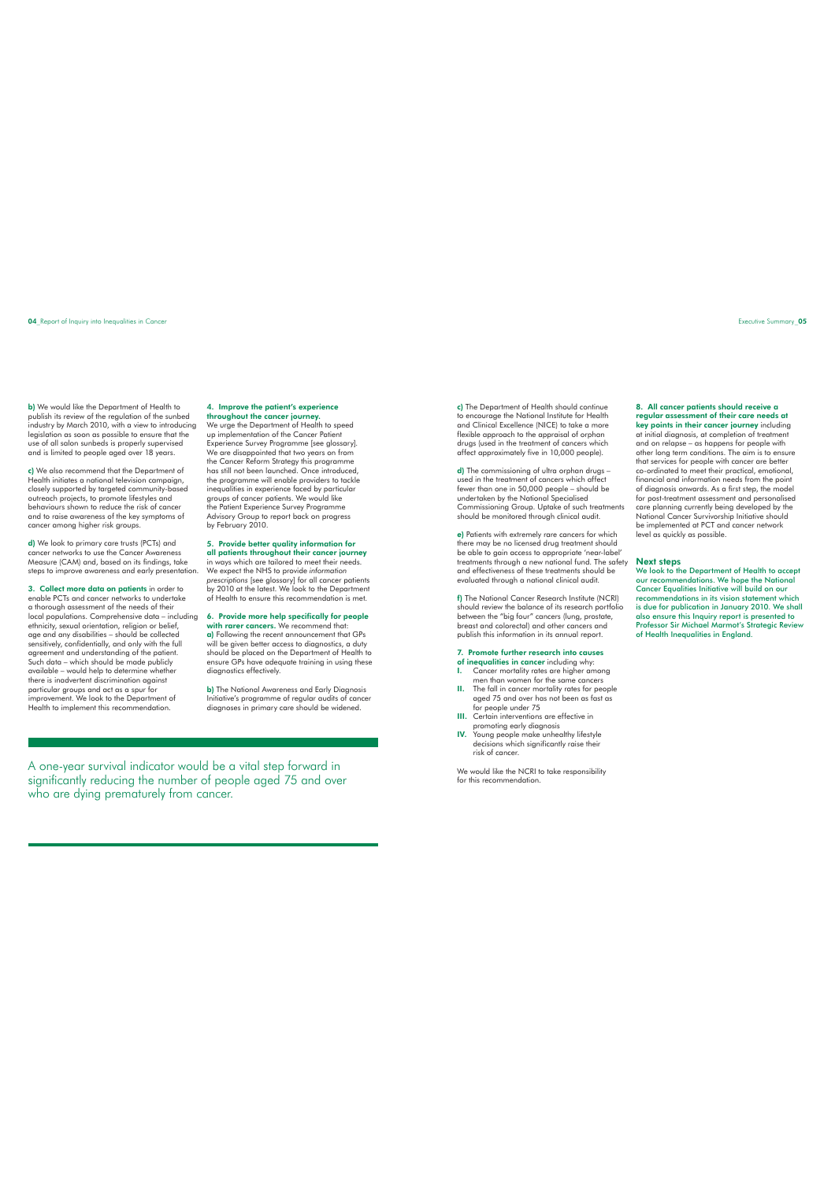**b)** We would like the Department of Health to publish its review of the regulation of the sunbed industry by March 2010, with a view to introducing legislation as soon as possible to ensure that the use of all salon sunbeds is properly supervised and is limited to people aged over 18 years.

**c)** We also recommend that the Department of Health initiates a national television campaign, closely supported by targeted community-based outreach projects, to promote lifestyles and behaviours shown to reduce the risk of cancer and to raise awareness of the key symptoms of cancer among higher risk groups.

**d)** We look to primary care trusts (PCTs) and cancer networks to use the Cancer Awareness Measure (CAM) and, based on its findings, take steps to improve awareness and early presentation.

**3. Collect more data on patients** in order to enable PCTs and cancer networks to undertake a thorough assessment of the needs of their local populations. Comprehensive data – including ethnicity, sexual orientation, religion or belief, age and any disabilities – should be collected sensitively, confidentially, and only with the full agreement and understanding of the patient. Such data – which should be made publicly available – would help to determine whether there is inadvertent discrimination against particular groups and act as a spur for improvement. We look to the Department of Health to implement this recommendation.

**4. Improve the patient's experience throughout the cancer journey.** We urge the Department of Health to speed up implementation of the Cancer Patient Experience Survey Programme [see glossary]. We are disappointed that two years on from the Cancer Reform Strategy this programme has still not been launched. Once introduced, the programme will enable providers to tackle inequalities in experience faced by particular groups of cancer patients. We would like the Patient Experience Survey Programme Advisory Group to report back on progress by February 2010.

**5. Provide better quality information for all patients throughout their cancer journey** in ways which are tailored to meet their needs. We expect the NHS to provide *information prescriptions* [see glossary] for all cancer patients by 2010 at the latest. We look to the Department of Health to ensure this recommendation is met.

**6. Provide more help specifically for people with rarer cancers.** We recommend that:
**a)** Following the recent announcement that GPs will be given better access to diagnostics, a duty should be placed on the Department of Health to ensure GPs have adequate training in using these diagnostics effectively.

**b)** The National Awareness and Early Diagnosis Initiative's programme of regular audits of cancer diagnoses in primary care should be widened.

A one-year survival indicator would be a vital step forward in significantly reducing the number of people aged 75 and over who are dying prematurely from cancer.

**c)** The Department of Health should continue to encourage the National Institute for Health and Clinical Excellence (NICE) to take a more flexible approach to the appraisal of orphan drugs (used in the treatment of cancers which affect approximately five in 10,000 people).

**d)** The commissioning of ultra orphan drugs – used in the treatment of cancers which affect fewer than one in 50,000 people – should be undertaken by the National Specialised Commissioning Group. Uptake of such treatments should be monitored through clinical audit.

**e)** Patients with extremely rare cancers for which there may be no licensed drug treatment should be able to gain access to appropriate 'near-label' treatments through a new national fund. The safety and effectiveness of these treatments should be evaluated through a national clinical audit.

**f)** The National Cancer Research Institute (NCRI) should review the balance of its research portfolio between the "big four" cancers (lung, prostate, breast and colorectal) and other cancers and publish this information in its annual report.

**7. Promote further research into causes of inequalities in cancer** including why:

- **I.** Cancer mortality rates are higher among men than women for the same cancers
- **II.** The fall in cancer mortality rates for people aged 75 and over has not been as fast as for people under 75
- **III.** Certain interventions are effective in promoting early diagnosis
- **IV.** Young people make unhealthy lifestyle decisions which significantly raise their risk of cancer.

We would like the NCRI to take responsibility for this recommendation.

**8. All cancer patients should receive a regular assessment of their care needs at key points in their cancer journey** including at initial diagnosis, at completion of treatment and on relapse – as happens for people with other long term conditions. The aim is to ensure that services for people with cancer are better co-ordinated to meet their practical, emotional, financial and information needs from the point of diagnosis onwards. As a first step, the model for post-treatment assessment and personalised care planning currently being developed by the National Cancer Survivorship Initiative should be implemented at PCT and cancer network level as quickly as possible.

## Next steps

We look to the Department of Health to accept our recommendations. We hope the National Cancer Equalities Initiative will build on our recommendations in its vision statement which is due for publication in January 2010. We shall also ensure this Inquiry report is presented to Professor Sir Michael Marmot's Strategic Review of Health Inequalities in England.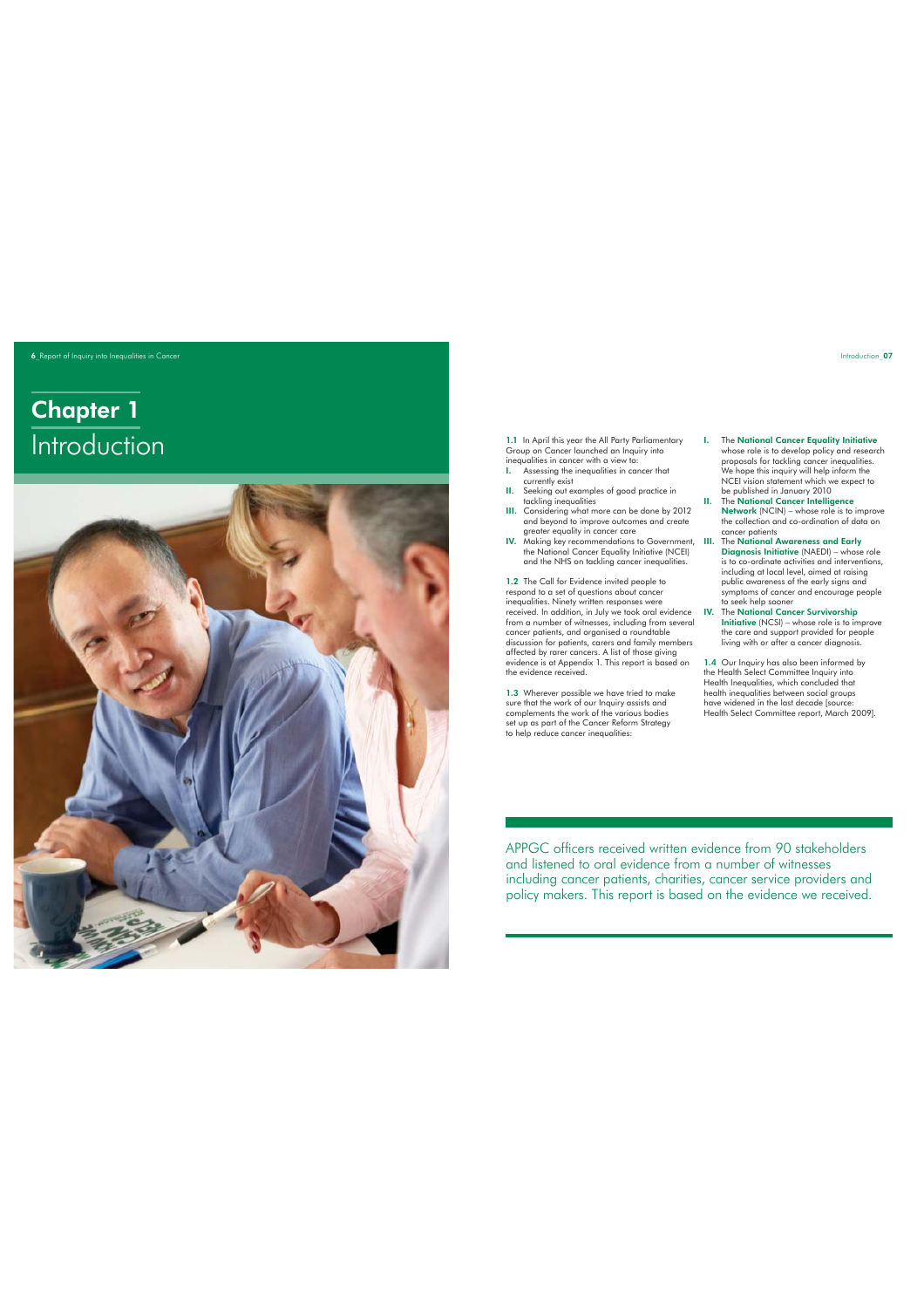# Chapter 1 Introduction

**1.1** In April this year the All Party Parliamentary Group on Cancer launched an Inquiry into inequalities in cancer with a view to:

- **I.** Assessing the inequalities in cancer that currently exist
- **II.** Seeking out examples of good practice in tackling inequalities
- **III.** Considering what more can be done by 2012 and beyond to improve outcomes and create greater equality in cancer care
- **IV.** Making key recommendations to Government, the National Cancer Equality Initiative (NCEI) and the NHS on tackling cancer inequalities.

**1.2** The Call for Evidence invited people to respond to a set of questions about cancer inequalities. Ninety written responses were received. In addition, in July we took oral evidence from a number of witnesses, including from several cancer patients, and organised a roundtable discussion for patients, carers and family members affected by rarer cancers. A list of those giving evidence is at Appendix 1. This report is based on the evidence received.

**1.3** Wherever possible we have tried to make sure that the work of our Inquiry assists and complements the work of the various bodies set up as part of the Cancer Reform Strategy to help reduce cancer inequalities:

- **I.** The **National Cancer Equality Initiative** whose role is to develop policy and research proposals for tackling cancer inequalities. We hope this inquiry will help inform the NCEI vision statement which we expect to be published in January 2010
- **II.** The **National Cancer Intelligence Network** (NCIN) – whose role is to improve the collection and co-ordination of data on cancer patients
- **III.** The **National Awareness and Early Diagnosis Initiative** (NAEDI) – whose role is to co-ordinate activities and interventions, including at local level, aimed at raising public awareness of the early signs and symptoms of cancer and encourage people to seek help sooner
- **IV.** The **National Cancer Survivorship Initiative** (NCSI) – whose role is to improve the care and support provided for people living with or after a cancer diagnosis.

**1.4** Our Inquiry has also been informed by the Health Select Committee Inquiry into Health Inequalities, which concluded that health inequalities between social groups have widened in the last decade [source: Health Select Committee report, March 2009].

APPGC officers received written evidence from 90 stakeholders and listened to oral evidence from a number of witnesses including cancer patients, charities, cancer service providers and policy makers. This report is based on the evidence we received.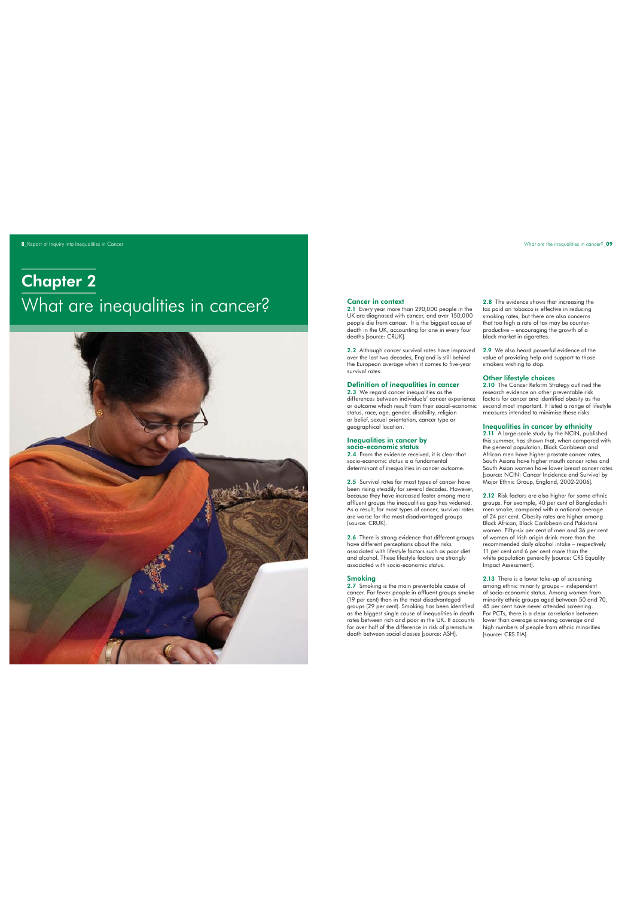# Chapter 2
# What are inequalities in cancer?

## Cancer in context

**2.1** Every year more than 290,000 people in the UK are diagnosed with cancer, and over 150,000 people die from cancer. It is the biggest cause of death in the UK, accounting for one in every four deaths [source: CRUK].

**2.2** Although cancer survival rates have improved over the last two decades, England is still behind the European average when it comes to five-year survival rates.

## Definition of inequalities in cancer

**2.3** We regard cancer inequalities as the differences between individuals' cancer experience or outcome which result from their social-economic status, race, age, gender, disability, religion or belief, sexual orientation, cancer type or geographical location.

## Inequalities in cancer by socio-economic status

**2.4** From the evidence received, it is clear that socio-economic status is a fundamental determinant of inequalities in cancer outcome.

**2.5** Survival rates for most types of cancer have been rising steadily for several decades. However, because they have increased faster among more affluent groups the inequalities gap has widened. As a result, for most types of cancer, survival rates are worse for the most disadvantaged groups [source: CRUK].

**2.6** There is strong evidence that different groups have different perceptions about the risks associated with lifestyle factors such as poor diet and alcohol. These lifestyle factors are strongly associated with socio-economic status.

## Smoking

**2.7** Smoking is the main preventable cause of cancer. Far fewer people in affluent groups smoke (19 per cent) than in the most disadvantaged groups (29 per cent). Smoking has been identified as the biggest single cause of inequalities in death rates between rich and poor in the UK. It accounts for over half of the difference in risk of premature death between social classes [source: ASH].

**2.8** The evidence shows that increasing the tax paid on tobacco is effective in reducing smoking rates, but there are also concerns that too high a rate of tax may be counter-productive – encouraging the growth of a black market in cigarettes.

**2.9** We also heard powerful evidence of the value of providing help and support to those smokers wishing to stop.

## Other lifestyle choices

**2.10** The Cancer Reform Strategy outlined the research evidence on other preventable risk factors for cancer and identified obesity as the second most important. It listed a range of lifestyle measures intended to minimise these risks.

## Inequalities in cancer by ethnicity

**2.11** A large-scale study by the NCIN, published this summer, has shown that, when compared with the general population, Black Caribbean and African men have higher prostate cancer rates, South Asians have higher mouth cancer rates and South Asian women have lower breast cancer rates [source: NCIN: Cancer Incidence and Survival by Major Ethnic Group, England, 2002-2006].

**2.12** Risk factors are also higher for some ethnic groups. For example, 40 per cent of Bangladeshi men smoke, compared with a national average of 24 per cent. Obesity rates are higher among Black African, Black Caribbean and Pakistani women. Fifty-six per cent of men and 36 per cent of women of Irish origin drink more than the recommended daily alcohol intake – respectively 11 per cent and 6 per cent more than the white population generally [source: CRS Equality Impact Assessment].

**2.13** There is a lower take-up of screening among ethnic minority groups – independent of socio-economic status. Among women from minority ethnic groups aged between 50 and 70, 45 per cent have never attended screening. For PCTs, there is a clear correlation between lower than average screening coverage and high numbers of people from ethnic minorities [source: CRS EIA].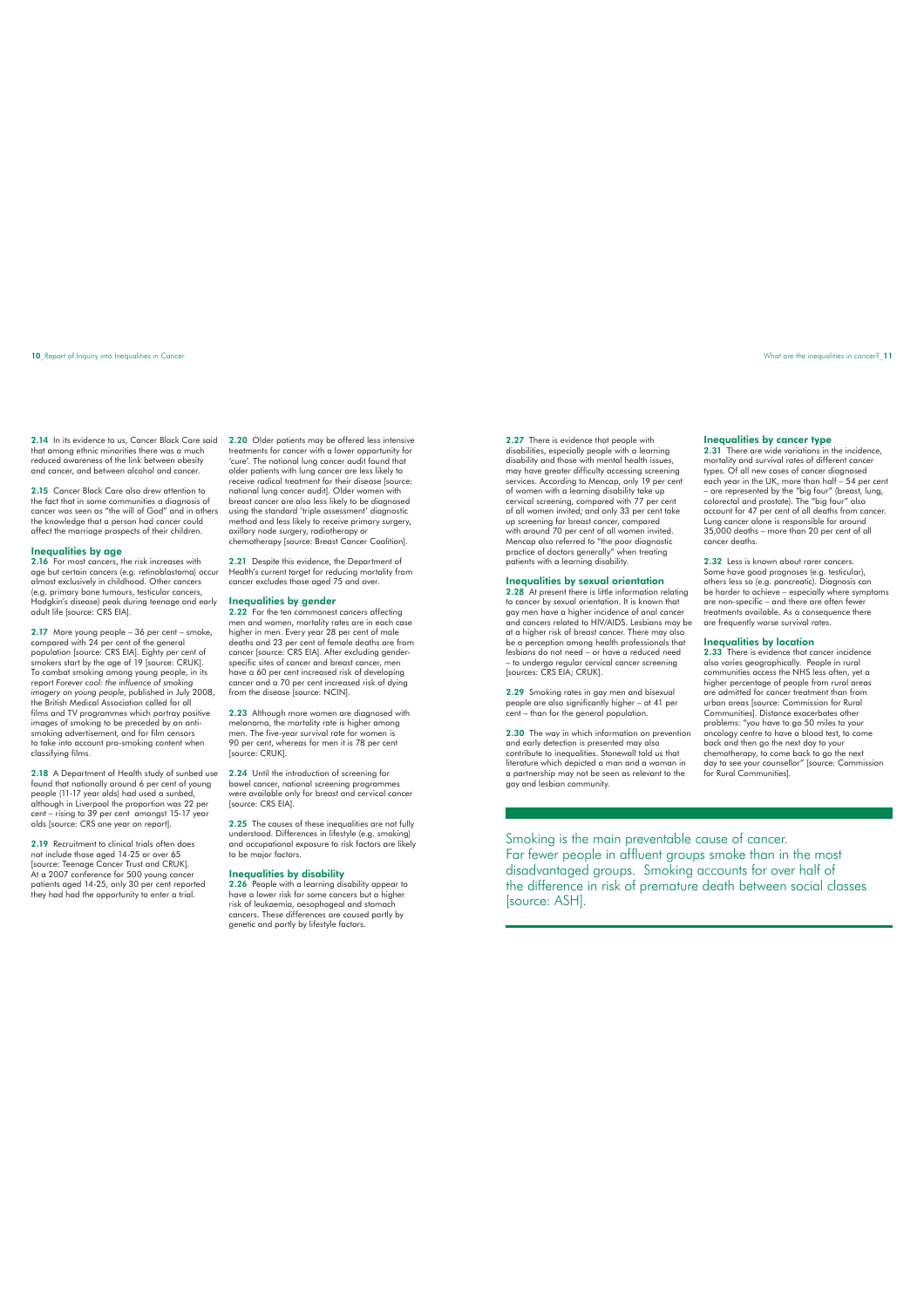**2.14** In its evidence to us, Cancer Black Care said that among ethnic minorities there was a much reduced awareness of the link between obesity and cancer, and between alcohol and cancer.

**2.15** Cancer Black Care also drew attention to the fact that in some communities a diagnosis of cancer was seen as "the will of God" and in others the knowledge that a person had cancer could affect the marriage prospects of their children.

## Inequalities by age

**2.16** For most cancers, the risk increases with age but certain cancers (e.g. retinoblastoma) occur almost exclusively in childhood. Other cancers (e.g. primary bone tumours, testicular cancers, Hodgkin's disease) peak during teenage and early adult life [source: CRS EIA].

**2.17** More young people – 36 per cent – smoke, compared with 24 per cent of the general population [source: CRS EIA]. Eighty per cent of smokers start by the age of 19 [source: CRUK]. To combat smoking among young people, in its report *Forever cool: the influence of smoking imagery on young people*, published in July 2008, the British Medical Association called for all films and TV programmes which portray positive images of smoking to be preceded by an anti-smoking advertisement, and for film censors to take into account pro-smoking content when classifying films.

**2.18** A Department of Health study of sunbed use found that nationally around 6 per cent of young people (11-17 year olds) had used a sunbed, although in Liverpool the proportion was 22 per cent – rising to 39 per cent amongst 15-17 year olds [source: CRS one year on report].

**2.19** Recruitment to clinical trials often does not include those aged 14-25 or over 65 [source: Teenage Cancer Trust and CRUK]. At a 2007 conference for 500 young cancer patients aged 14-25, only 30 per cent reported they had had the opportunity to enter a trial.

**2.20** Older patients may be offered less intensive treatments for cancer with a lower opportunity for 'cure'. The national lung cancer audit found that older patients with lung cancer are less likely to receive radical treatment for their disease [source: national lung cancer audit]. Older women with breast cancer are also less likely to be diagnosed using the standard 'triple assessment' diagnostic method and less likely to receive primary surgery, axillary node surgery, radiotherapy or chemotherapy [source: Breast Cancer Coalition].

**2.21** Despite this evidence, the Department of Health's current target for reducing mortality from cancer excludes those aged 75 and over.

## Inequalities by gender

**2.22** For the ten commonest cancers affecting men and women, mortality rates are in each case higher in men. Every year 28 per cent of male deaths and 23 per cent of female deaths are from cancer [source: CRS EIA]. After excluding gender-specific sites of cancer and breast cancer, men have a 60 per cent increased risk of developing cancer and a 70 per cent increased risk of dying from the disease [source: NCIN].

**2.23** Although more women are diagnosed with melanoma, the mortality rate is higher among men. The five-year survival rate for women is 90 per cent, whereas for men it is 78 per cent [source: CRUK].

**2.24** Until the introduction of screening for bowel cancer, national screening programmes were available only for breast and cervical cancer [source: CRS EIA].

**2.25** The causes of these inequalities are not fully understood. Differences in lifestyle (e.g. smoking) and occupational exposure to risk factors are likely to be major factors.

## Inequalities by disability

**2.26** People with a learning disability appear to have a lower risk for some cancers but a higher risk of leukaemia, oesophageal and stomach cancers. These differences are caused partly by genetic and partly by lifestyle factors.

**2.27** There is evidence that people with disabilities, especially people with a learning disability and those with mental health issues, may have greater difficulty accessing screening services. According to Mencap, only 19 per cent of women with a learning disability take up cervical screening, compared with 77 per cent of all women invited; and only 33 per cent take up screening for breast cancer, compared with around 70 per cent of all women invited. Mencap also referred to "the poor diagnostic practice of doctors generally" when treating patients with a learning disability.

## Inequalities by sexual orientation

**2.28** At present there is little information relating to cancer by sexual orientation. It is known that gay men have a higher incidence of anal cancer and cancers related to HIV/AIDS. Lesbians may be at a higher risk of breast cancer. There may also be a perception among health professionals that lesbians do not need – or have a reduced need – to undergo regular cervical cancer screening [sources: CRS EIA; CRUK].

**2.29** Smoking rates in gay men and bisexual people are also significantly higher – at 41 per cent – than for the general population.

**2.30** The way in which information on prevention and early detection is presented may also contribute to inequalities. Stonewall told us that literature which depicted a man and a woman in a partnership may not be seen as relevant to the gay and lesbian community.

## Inequalities by cancer type

**2.31** There are wide variations in the incidence, mortality and survival rates of different cancer types. Of all new cases of cancer diagnosed each year in the UK, more than half – 54 per cent – are represented by the "big four" (breast, lung, colorectal and prostate). The "big four" also account for 47 per cent of all deaths from cancer. Lung cancer alone is responsible for around 35,000 deaths – more than 20 per cent of all cancer deaths.

**2.32** Less is known about rarer cancers. Some have good prognoses (e.g. testicular), others less so (e.g. pancreatic). Diagnosis can be harder to achieve – especially where symptoms are non-specific – and there are often fewer treatments available. As a consequence there are frequently worse survival rates.

## Inequalities by location

**2.33** There is evidence that cancer incidence also varies geographically. People in rural communities access the NHS less often, yet a higher percentage of people from rural areas are admitted for cancer treatment than from urban areas [source: Commission for Rural Communities]. Distance exacerbates other problems: "you have to go 50 miles to your oncology centre to have a blood test, to come back and then go the next day to your chemotherapy, to come back to go the next day to see your counsellor" [source: Commission for Rural Communities].

Smoking is the main preventable cause of cancer. Far fewer people in affluent groups smoke than in the most disadvantaged groups. Smoking accounts for over half of the difference in risk of premature death between social classes [source: ASH].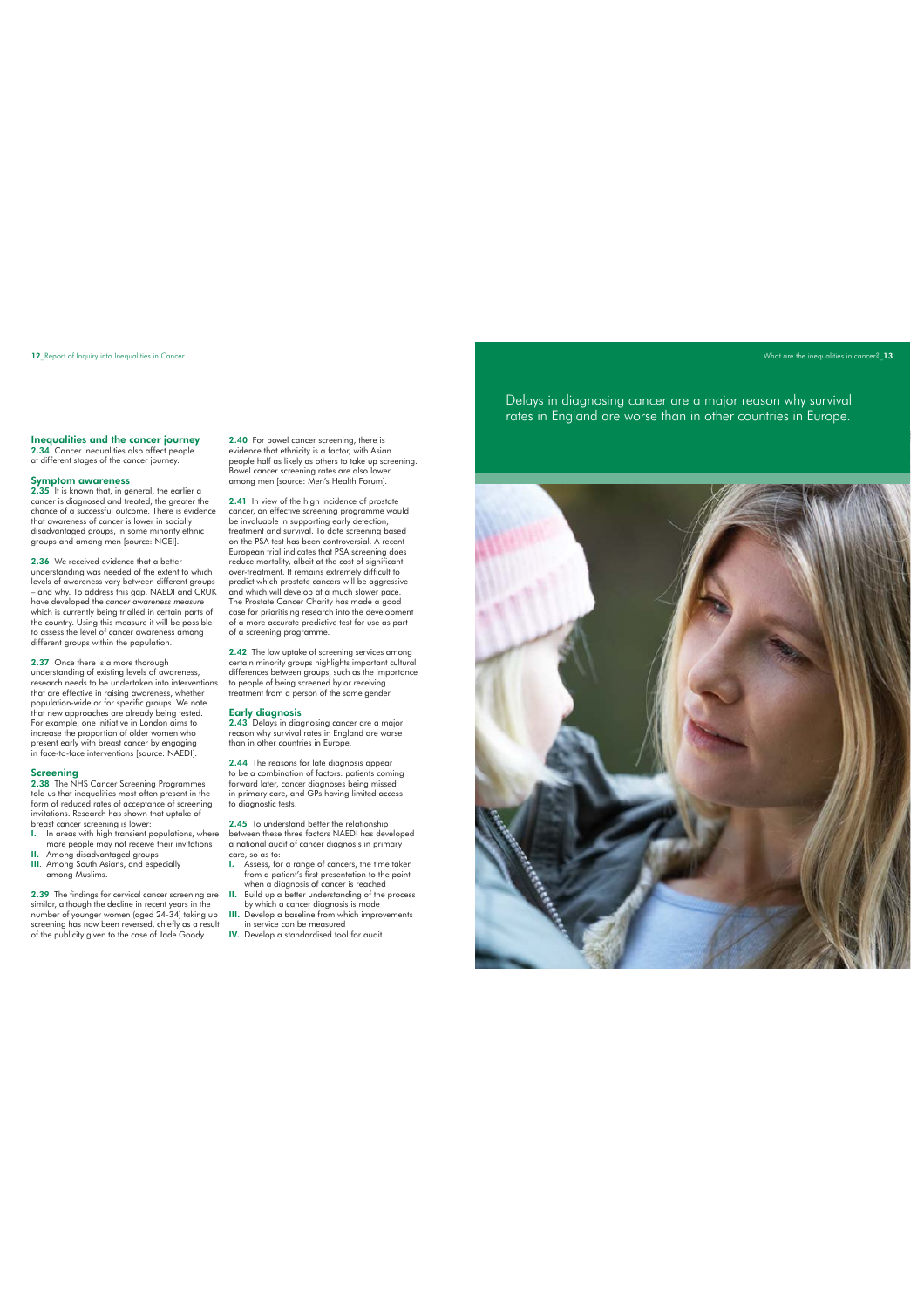## Inequalities and the cancer journey

**2.34** Cancer inequalities also affect people at different stages of the cancer journey.

### Symptom awareness

**2.35** It is known that, in general, the earlier a cancer is diagnosed and treated, the greater the chance of a successful outcome. There is evidence that awareness of cancer is lower in socially disadvantaged groups, in some minority ethnic groups and among men [source: NCEI].

**2.36** We received evidence that a better understanding was needed of the extent to which levels of awareness vary between different groups – and why. To address this gap, NAEDI and CRUK have developed the *cancer awareness measure* which is currently being trialled in certain parts of the country. Using this measure it will be possible to assess the level of cancer awareness among different groups within the population.

**2.37** Once there is a more thorough understanding of existing levels of awareness, research needs to be undertaken into interventions that are effective in raising awareness, whether population-wide or for specific groups. We note that new approaches are already being tested. For example, one initiative in London aims to increase the proportion of older women who present early with breast cancer by engaging in face-to-face interventions [source: NAEDI].

### Screening

**2.38** The NHS Cancer Screening Programmes told us that inequalities most often present in the form of reduced rates of acceptance of screening invitations. Research has shown that uptake of breast cancer screening is lower:

- **I.** In areas with high transient populations, where more people may not receive their invitations
- **II.** Among disadvantaged groups
- **III.** Among South Asians, and especially among Muslims.

**2.39** The findings for cervical cancer screening are similar, although the decline in recent years in the number of younger women (aged 24-34) taking up screening has now been reversed, chiefly as a result of the publicity given to the case of Jade Goody.

**2.40** For bowel cancer screening, there is evidence that ethnicity is a factor, with Asian people half as likely as others to take up screening. Bowel cancer screening rates are also lower among men [source: Men's Health Forum].

**2.41** In view of the high incidence of prostate cancer, an effective screening programme would be invaluable in supporting early detection, treatment and survival. To date screening based on the PSA test has been controversial. A recent European trial indicates that PSA screening does reduce mortality, albeit at the cost of significant over-treatment. It remains extremely difficult to predict which prostate cancers will be aggressive and which will develop at a much slower pace. The Prostate Cancer Charity has made a good case for prioritising research into the development of a more accurate predictive test for use as part of a screening programme.

**2.42** The low uptake of screening services among certain minority groups highlights important cultural differences between groups, such as the importance to people of being screened by or receiving treatment from a person of the same gender.

### Early diagnosis

**2.43** Delays in diagnosing cancer are a major reason why survival rates in England are worse than in other countries in Europe.

**2.44** The reasons for late diagnosis appear to be a combination of factors: patients coming forward later, cancer diagnoses being missed in primary care, and GPs having limited access to diagnostic tests.

**2.45** To understand better the relationship between these three factors NAEDI has developed a national audit of cancer diagnosis in primary care, so as to:

- **I.** Assess, for a range of cancers, the time taken from a patient's first presentation to the point when a diagnosis of cancer is reached
- **II.** Build up a better understanding of the process by which a cancer diagnosis is made
- **III.** Develop a baseline from which improvements in service can be measured
- **IV.** Develop a standardised tool for audit.

Delays in diagnosing cancer are a major reason why survival rates in England are worse than in other countries in Europe.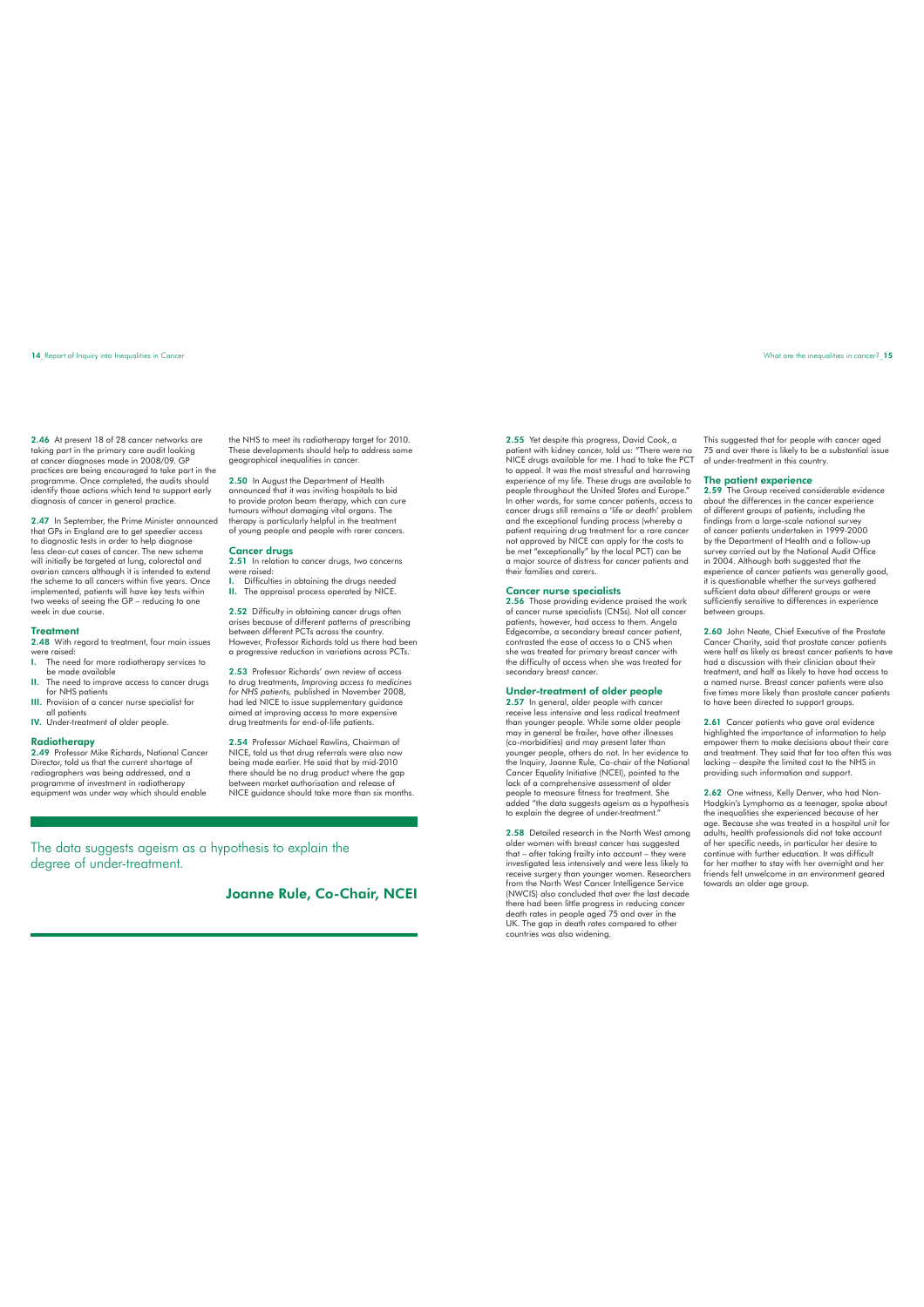**2.46** At present 18 of 28 cancer networks are taking part in the primary care audit looking at cancer diagnoses made in 2008/09. GP practices are being encouraged to take part in the programme. Once completed, the audits should identify those actions which tend to support early diagnosis of cancer in general practice.

**2.47** In September, the Prime Minister announced that GPs in England are to get speedier access to diagnostic tests in order to help diagnose less clear-cut cases of cancer. The new scheme will initially be targeted at lung, colorectal and ovarian cancers although it is intended to extend the scheme to all cancers within five years. Once implemented, patients will have key tests within two weeks of seeing the GP – reducing to one week in due course.

### Treatment

**2.48** With regard to treatment, four main issues were raised:

- **I.** The need for more radiotherapy services to be made available
- **II.** The need to improve access to cancer drugs for NHS patients
- **III.** Provision of a cancer nurse specialist for all patients
- **IV.** Under-treatment of older people.

### Radiotherapy

**2.49** Professor Mike Richards, National Cancer Director, told us that the current shortage of radiographers was being addressed, and a programme of investment in radiotherapy equipment was under way which should enable the NHS to meet its radiotherapy target for 2010. These developments should help to address some geographical inequalities in cancer.

**2.50** In August the Department of Health announced that it was inviting hospitals to bid to provide proton beam therapy, which can cure tumours without damaging vital organs. The therapy is particularly helpful in the treatment of young people and people with rarer cancers.

### Cancer drugs

**2.51** In relation to cancer drugs, two concerns were raised:

- **I.** Difficulties in obtaining the drugs needed
- **II.** The appraisal process operated by NICE.

**2.52** Difficulty in obtaining cancer drugs often arises because of different patterns of prescribing between different PCTs across the country. However, Professor Richards told us there had been a progressive reduction in variations across PCTs.

**2.53** Professor Richards' own review of access to drug treatments, *Improving access to medicines for NHS patients,* published in November 2008, had led NICE to issue supplementary guidance aimed at improving access to more expensive drug treatments for end-of-life patients.

**2.54** Professor Michael Rawlins, Chairman of NICE, told us that drug referrals were also now being made earlier. He said that by mid-2010 there should be no drug product where the gap between market authorisation and release of NICE guidance should take more than six months.

> The data suggests ageism as a hypothesis to explain the degree of under-treatment.
>
> **Joanne Rule, Co-Chair, NCEI**

**2.55** Yet despite this progress, David Cook, a patient with kidney cancer, told us: "There were no NICE drugs available for me. I had to take the PCT to appeal. It was the most stressful and harrowing experience of my life. These drugs are available to people throughout the United States and Europe." In other words, for some cancer patients, access to cancer drugs still remains a 'life or death' problem and the exceptional funding process (whereby a patient requiring drug treatment for a rare cancer not approved by NICE can apply for the costs to be met "exceptionally" by the local PCT) can be a major source of distress for cancer patients and their families and carers.

### Cancer nurse specialists

**2.56** Those providing evidence praised the work of cancer nurse specialists (CNSs). Not all cancer patients, however, had access to them. Angela Edgecombe, a secondary breast cancer patient, contrasted the ease of access to a CNS when she was treated for primary breast cancer with the difficulty of access when she was treated for secondary breast cancer.

### Under-treatment of older people

**2.57** In general, older people with cancer receive less intensive and less radical treatment than younger people. While some older people may in general be frailer, have other illnesses (co-morbidities) and may present later than younger people, others do not. In her evidence to the Inquiry, Joanne Rule, Co-chair of the National Cancer Equality Initiative (NCEI), pointed to the lack of a comprehensive assessment of older people to measure fitness for treatment. She added "the data suggests ageism as a hypothesis to explain the degree of under-treatment."

**2.58** Detailed research in the North West among older women with breast cancer has suggested that – after taking frailty into account – they were investigated less intensively and were less likely to receive surgery than younger women. Researchers from the North West Cancer Intelligence Service (NWCIS) also concluded that over the last decade there had been little progress in reducing cancer death rates in people aged 75 and over in the UK. The gap in death rates compared to other countries was also widening.

This suggested that for people with cancer aged 75 and over there is likely to be a substantial issue of under-treatment in this country.

### The patient experience

**2.59** The Group received considerable evidence about the differences in the cancer experience of different groups of patients, including the findings from a large-scale national survey of cancer patients undertaken in 1999-2000 by the Department of Health and a follow-up survey carried out by the National Audit Office in 2004. Although both suggested that the experience of cancer patients was generally good, it is questionable whether the surveys gathered sufficient data about different groups or were sufficiently sensitive to differences in experience between groups.

**2.60** John Neate, Chief Executive of the Prostate Cancer Charity, said that prostate cancer patients were half as likely as breast cancer patients to have had a discussion with their clinician about their treatment, and half as likely to have had access to a named nurse. Breast cancer patients were also five times more likely than prostate cancer patients to have been directed to support groups.

**2.61** Cancer patients who gave oral evidence highlighted the importance of information to help empower them to make decisions about their care and treatment. They said that far too often this was lacking – despite the limited cost to the NHS in providing such information and support.

**2.62** One witness, Kelly Denver, who had Non-Hodgkin's Lymphoma as a teenager, spoke about the inequalities she experienced because of her age. Because she was treated in a hospital unit for adults, health professionals did not take account of her specific needs, in particular her desire to continue with further education. It was difficult for her mother to stay with her overnight and her friends felt unwelcome in an environment geared towards an older age group.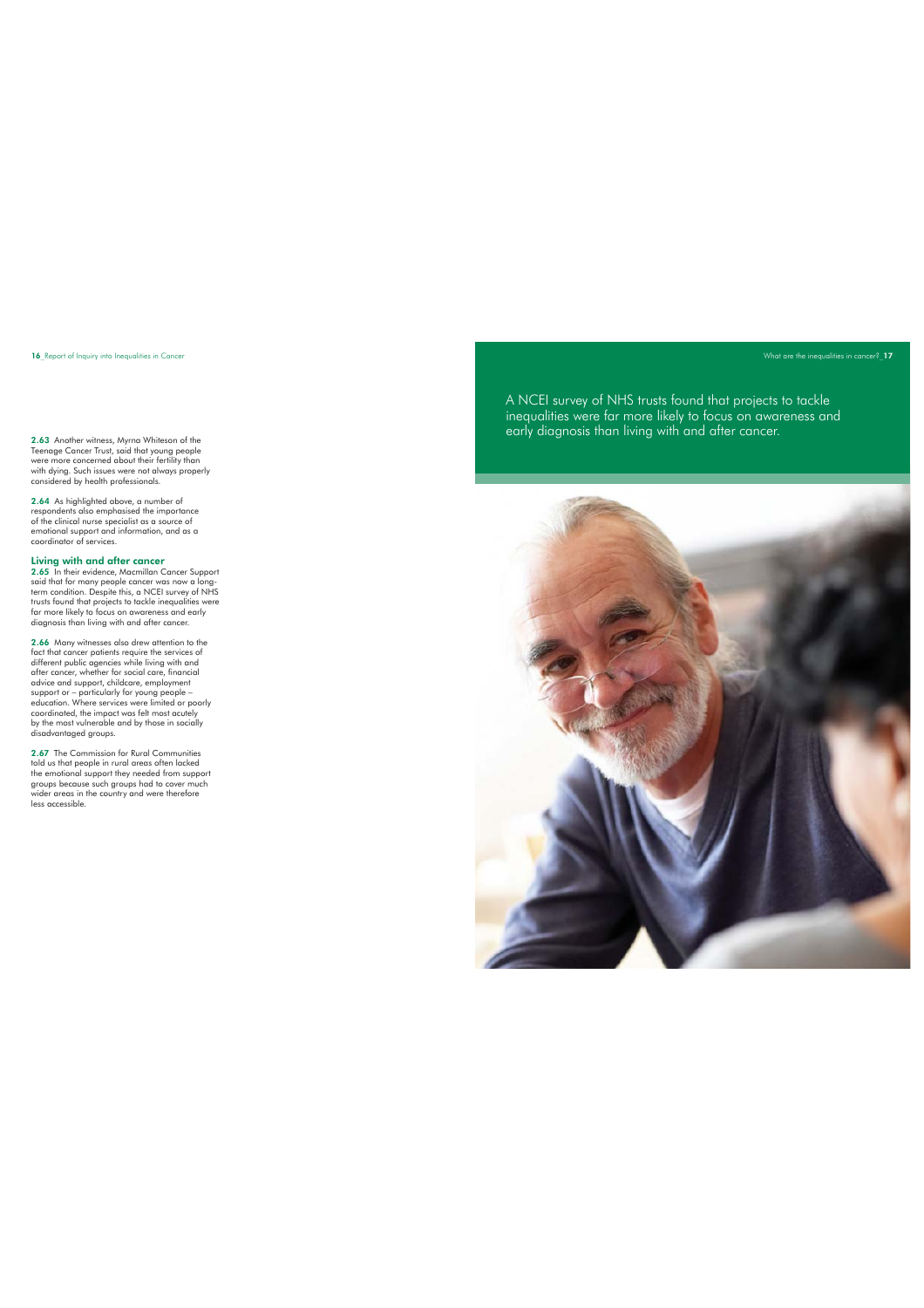**2.63** Another witness, Myrna Whiteson of the Teenage Cancer Trust, said that young people were more concerned about their fertility than with dying. Such issues were not always properly considered by health professionals.

**2.64** As highlighted above, a number of respondents also emphasised the importance of the clinical nurse specialist as a source of emotional support and information, and as a coordinator of services.

## Living with and after cancer

**2.65** In their evidence, Macmillan Cancer Support said that for many people cancer was now a long-term condition. Despite this, a NCEI survey of NHS trusts found that projects to tackle inequalities were far more likely to focus on awareness and early diagnosis than living with and after cancer.

**2.66** Many witnesses also drew attention to the fact that cancer patients require the services of different public agencies while living with and after cancer, whether for social care, financial advice and support, childcare, employment support or – particularly for young people – education. Where services were limited or poorly coordinated, the impact was felt most acutely by the most vulnerable and by those in socially disadvantaged groups.

**2.67** The Commission for Rural Communities told us that people in rural areas often lacked the emotional support they needed from support groups because such groups had to cover much wider areas in the country and were therefore less accessible.

A NCEI survey of NHS trusts found that projects to tackle inequalities were far more likely to focus on awareness and early diagnosis than living with and after cancer.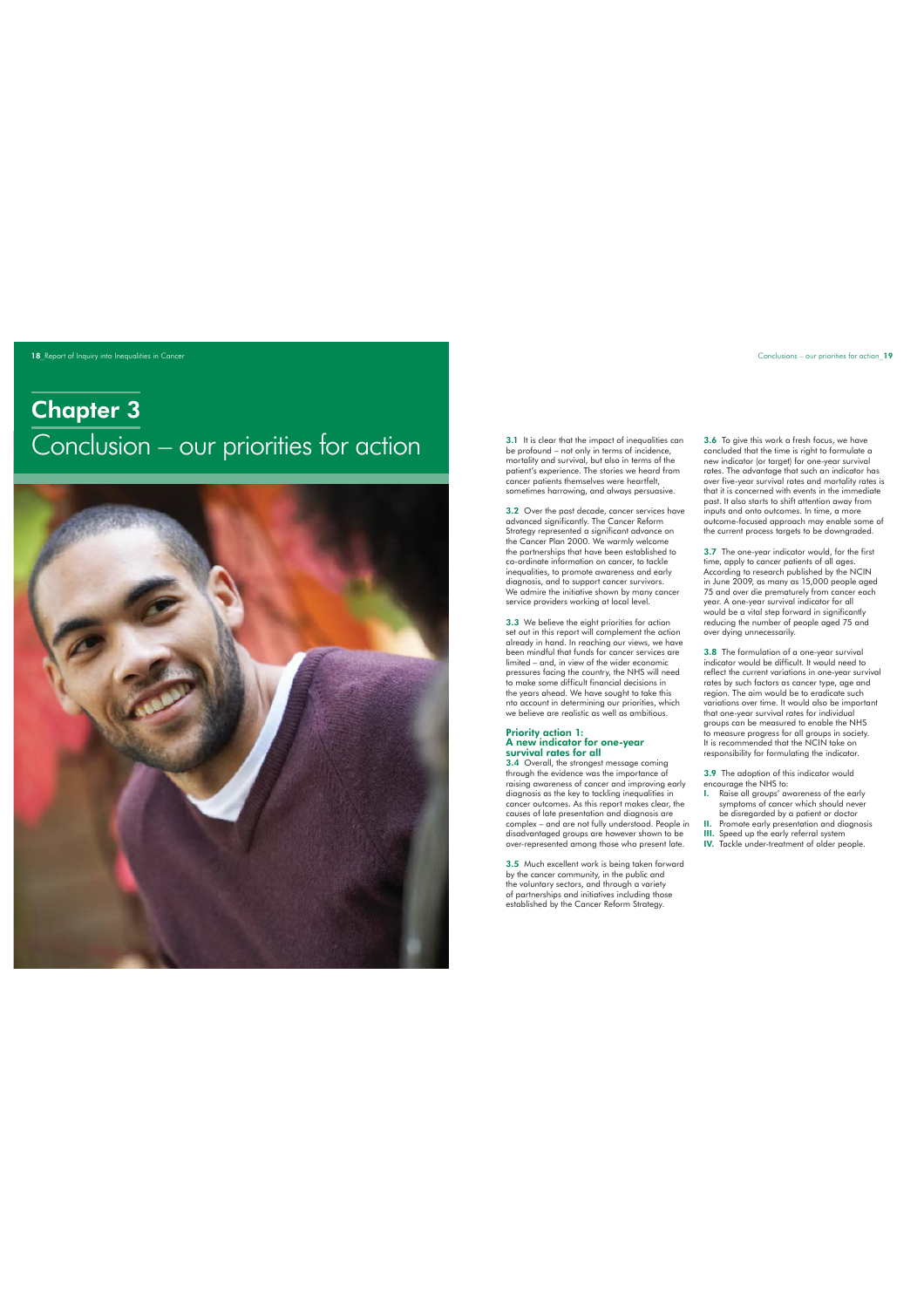# Chapter 3

# Conclusion – our priorities for action

**3.1** It is clear that the impact of inequalities can be profound – not only in terms of incidence, mortality and survival, but also in terms of the patient's experience. The stories we heard from cancer patients themselves were heartfelt, sometimes harrowing, and always persuasive.

**3.2** Over the past decade, cancer services have advanced significantly. The Cancer Reform Strategy represented a significant advance on the Cancer Plan 2000. We warmly welcome the partnerships that have been established to co-ordinate information on cancer, to tackle inequalities, to promote awareness and early diagnosis, and to support cancer survivors. We admire the initiative shown by many cancer service providers working at local level.

**3.3** We believe the eight priorities for action set out in this report will complement the action already in hand. In reaching our views, we have been mindful that funds for cancer services are limited – and, in view of the wider economic pressures facing the country, the NHS will need to make some difficult financial decisions in the years ahead. We have sought to take this nto account in determining our priorities, which we believe are realistic as well as ambitious.

## Priority action 1: A new indicator for one-year survival rates for all

**3.4** Overall, the strongest message coming through the evidence was the importance of raising awareness of cancer and improving early diagnosis as the key to tackling inequalities in cancer outcomes. As this report makes clear, the causes of late presentation and diagnosis are complex – and are not fully understood. People in disadvantaged groups are however shown to be over-represented among those who present late.

**3.5** Much excellent work is being taken forward by the cancer community, in the public and the voluntary sectors, and through a variety of partnerships and initiatives including those established by the Cancer Reform Strategy.

**3.6** To give this work a fresh focus, we have concluded that the time is right to formulate a new indicator (or target) for one-year survival rates. The advantage that such an indicator has over five-year survival rates and mortality rates is that it is concerned with events in the immediate past. It also starts to shift attention away from inputs and onto outcomes. In time, a more outcome-focused approach may enable some of the current process targets to be downgraded.

**3.7** The one-year indicator would, for the first time, apply to cancer patients of all ages. According to research published by the NCIN in June 2009, as many as 15,000 people aged 75 and over die prematurely from cancer each year. A one-year survival indicator for all would be a vital step forward in significantly reducing the number of people aged 75 and over dying unnecessarily.

**3.8** The formulation of a one-year survival indicator would be difficult. It would need to reflect the current variations in one-year survival rates by such factors as cancer type, age and region. The aim would be to eradicate such variations over time. It would also be important that one-year survival rates for individual groups can be measured to enable the NHS to measure progress for all groups in society. It is recommended that the NCIN take on responsibility for formulating the indicator.

**3.9** The adoption of this indicator would encourage the NHS to:

- **I.** Raise all groups' awareness of the early symptoms of cancer which should never be disregarded by a patient or doctor
- **II.** Promote early presentation and diagnosis
- **III.** Speed up the early referral system
- **IV.** Tackle under-treatment of older people.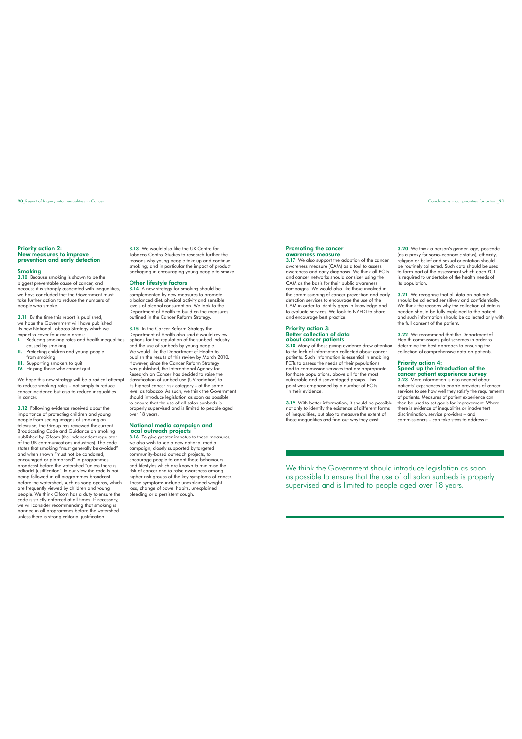## Priority action 2: New measures to improve prevention and early detection

### Smoking

**3.10** Because smoking is shown to be the biggest preventable cause of cancer, and because it is strongly associated with inequalities, we have concluded that the Government must take further action to reduce the numbers of people who smoke.

**3.11** By the time this report is published, we hope the Government will have published its new National Tobacco Strategy which we expect to cover four main areas:

- **I.** Reducing smoking rates and health inequalities caused by smoking
- **II.** Protecting children and young people from smoking
- **III.** Supporting smokers to quit
- **IV.** Helping those who cannot quit.

We hope this new strategy will be a radical attempt to reduce smoking rates – not simply to reduce cancer incidence but also to reduce inequalities in cancer.

**3.12** Following evidence received about the importance of protecting children and young people from seeing images of smoking on television, the Group has reviewed the current Broadcasting Code and Guidance on smoking published by Ofcom (the independent regulator of the UK communications industries). The code states that smoking "must generally be avoided" and when shown "must not be condoned, encouraged or glamorised" in programmes broadcast before the watershed "unless there is editorial justification". In our view the code is not being followed in all programmes broadcast before the watershed, such as soap operas, which are frequently viewed by children and young people. We think Ofcom has a duty to ensure the code is strictly enforced at all times. If necessary, we will consider recommending that smoking is banned in all programmes before the watershed unless there is strong editorial justification.

**3.13** We would also like the UK Centre for Tobacco Control Studies to research further the reasons why young people take up and continue smoking; and in particular the impact of product packaging in encouraging young people to smoke.

### Other lifestyle factors

**3.14** A new strategy for smoking should be complemented by new measures to promote a balanced diet, physical activity and sensible levels of alcohol consumption. We look to the Department of Health to build on the measures outlined in the Cancer Reform Strategy.

**3.15** In the Cancer Reform Strategy the Department of Health also said it would review options for the regulation of the sunbed industry and the use of sunbeds by young people. We would like the Department of Health to publish the results of this review by March 2010. However, since the Cancer Reform Strategy was published, the International Agency for Research on Cancer has decided to raise the classification of sunbed use (UV radiation) to its highest cancer risk category – at the same level as tobacco. As such, we think the Government should introduce legislation as soon as possible to ensure that the use of all salon sunbeds is properly supervised and is limited to people aged over 18 years.

### National media campaign and local outreach projects

**3.16** To give greater impetus to these measures, we also wish to see a new national media campaign, closely supported by targeted community-based outreach projects, to encourage people to adopt those behaviours and lifestyles which are known to minimise the risk of cancer and to raise awareness among higher risk groups of the key symptoms of cancer. These symptoms include unexplained weight loss, change of bowel habits, unexplained bleeding or a persistent cough.

### Promoting the cancer awareness measure

**3.17** We also support the adoption of the cancer awareness measure (CAM) as a tool to assess awareness and early diagnosis. We think all PCTs and cancer networks should consider using the CAM as the basis for their public awareness campaigns. We would also like those involved in the commissioning of cancer prevention and early detection services to encourage the use of the CAM in order to identify gaps in knowledge and to evaluate services. We look to NAEDI to share and encourage best practice.

## Priority action 3: Better collection of data about cancer patients

**3.18** Many of those giving evidence drew attention to the lack of information collected about cancer patients. Such information is essential in enabling PCTs to assess the needs of their populations and to commission services that are appropriate for those populations, above all for the most vulnerable and disadvantaged groups. This point was emphasised by a number of PCTs in their evidence.

**3.19** With better information, it should be possible not only to identify the existence of different forms of inequalities, but also to measure the extent of those inequalities and find out why they exist.

**3.20** We think a person's gender, age, postcode (as a proxy for socio-economic status), ethnicity, religion or belief and sexual orientation should be routinely collected. Such data should be used to form part of the assessment which each PCT is required to undertake of the health needs of its population.

**3.21** We recognise that all data on patients should be collected sensitively and confidentially. We think the reasons why the collection of data is needed should be fully explained to the patient and such information should be collected only with the full consent of the patient.

**3.22** We recommend that the Department of Health commissions pilot schemes in order to determine the best approach to ensuring the collection of comprehensive data on patients.

## Priority action 4: Speed up the introduction of the cancer patient experience survey

**3.23** More information is also needed about patients' experiences to enable providers of cancer services to see how well they satisfy the requirements of patients. Measures of patient experience can then be used to set goals for improvement. Where there is evidence of inequalities or inadvertent discrimination, service providers – and commissioners – can take steps to address it.

> We think the Government should introduce legislation as soon as possible to ensure that the use of all salon sunbeds is properly supervised and is limited to people aged over 18 years.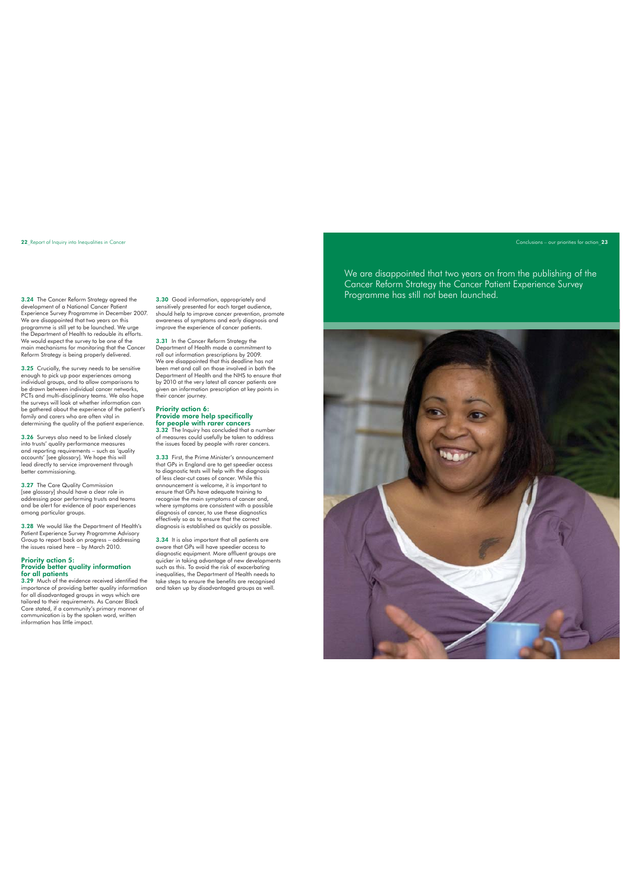**3.24** The Cancer Reform Strategy agreed the development of a National Cancer Patient Experience Survey Programme in December 2007. We are disappointed that two years on this programme is still yet to be launched. We urge the Department of Health to redouble its efforts. We would expect the survey to be one of the main mechanisms for monitoring that the Cancer Reform Strategy is being properly delivered.

**3.25** Crucially, the survey needs to be sensitive enough to pick up poor experiences among individual groups, and to allow comparisons to be drawn between individual cancer networks, PCTs and multi-disciplinary teams. We also hope the surveys will look at whether information can be gathered about the experience of the patient's family and carers who are often vital in determining the quality of the patient experience.

**3.26** Surveys also need to be linked closely into trusts' quality performance measures and reporting requirements – such as 'quality accounts' [see glossary]. We hope this will lead directly to service improvement through better commissioning.

**3.27** The Care Quality Commission [see glossary] should have a clear role in addressing poor performing trusts and teams and be alert for evidence of poor experiences among particular groups.

**3.28** We would like the Department of Health's Patient Experience Survey Programme Advisory Group to report back on progress – addressing the issues raised here – by March 2010.

### Priority action 5: Provide better quality information for all patients

**3.29** Much of the evidence received identified the importance of providing better quality information for all disadvantaged groups in ways which are tailored to their requirements. As Cancer Black Care stated, if a community's primary manner of communication is by the spoken word, written information has little impact.

**3.30** Good information, appropriately and sensitively presented for each target audience, should help to improve cancer prevention, promote awareness of symptoms and early diagnosis and improve the experience of cancer patients.

**3.31** In the Cancer Reform Strategy the Department of Health made a commitment to roll out information prescriptions by 2009. We are disappointed that this deadline has not been met and call on those involved in both the Department of Health and the NHS to ensure that by 2010 at the very latest all cancer patients are given an information prescription at key points in their cancer journey.

### Priority action 6: Provide more help specifically for people with rarer cancers

**3.32** The Inquiry has concluded that a number of measures could usefully be taken to address the issues faced by people with rarer cancers.

**3.33** First, the Prime Minister's announcement that GPs in England are to get speedier access to diagnostic tests will help with the diagnosis of less clear-cut cases of cancer. While this announcement is welcome, it is important to ensure that GPs have adequate training to recognise the main symptoms of cancer and, where symptoms are consistent with a possible diagnosis of cancer, to use these diagnostics effectively so as to ensure that the correct diagnosis is established as quickly as possible.

**3.34** It is also important that all patients are aware that GPs will have speedier access to diagnostic equipment. More affluent groups are quicker in taking advantage of new developments such as this. To avoid the risk of exacerbating inequalities, the Department of Health needs to take steps to ensure the benefits are recognised and taken up by disadvantaged groups as well.

> We are disappointed that two years on from the publishing of the Cancer Reform Strategy the Cancer Patient Experience Survey Programme has still not been launched.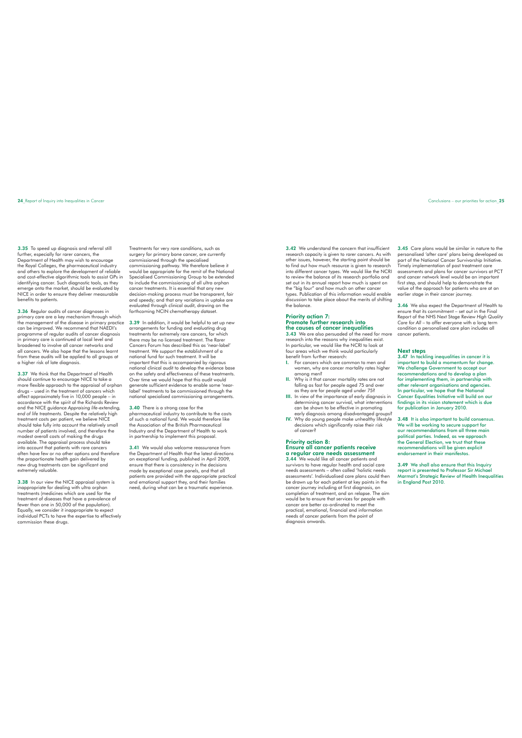**3.35** To speed up diagnosis and referral still further, especially for rarer cancers, the Department of Health may wish to encourage the Royal Colleges, the pharmaceutical industry and others to explore the development of reliable and cost-effective algorithmic tools to assist GPs in identifying cancer. Such diagnostic tools, as they emerge onto the market, should be evaluated by NICE in order to ensure they deliver measurable benefits to patients.

**3.36** Regular audits of cancer diagnoses in primary care are a key mechanism through which the management of the disease in primary practice can be improved. We recommend that NAEDI's programme of regular audits of cancer diagnosis in primary care is continued at local level and broadened to involve all cancer networks and all cancers. We also hope that the lessons learnt from these audits will be applied to all groups at a higher risk of late diagnosis.

**3.37** We think that the Department of Health should continue to encourage NICE to take a more flexible approach to the appraisal of orphan drugs – used in the treatment of cancers which affect approximately five in 10,000 people – in accordance with the spirit of the Richards Review and the NICE guidance *Appraising life-extending, end of life treatments*. Despite the relatively high treatment costs per patient, we believe NICE should take fully into account the relatively small number of patients involved, and therefore the modest overall costs of making the drugs available. The appraisal process should take into account that patients with rare cancers often have few or no other options and therefore the proportionate health gain delivered by new drug treatments can be significant and extremely valuable.

**3.38** In our view the NICE appraisal system is inappropriate for dealing with ultra orphan treatments (medicines which are used for the treatment of diseases that have a prevalence of fewer than one in 50,000 of the population). Equally, we consider it inappropriate to expect individual PCTs to have the expertise to effectively commission these drugs.

Treatments for very rare conditions, such as surgery for primary bone cancer, are currently commissioned through the specialised commissioning pathway. We therefore believe it would be appropriate for the remit of the National Specialised Commissioning Group to be extended to include the commissioning of all ultra orphan cancer treatments. It is essential that any new decision-making process must be transparent, fair and speedy; and that any variations in uptake are evaluated through clinical audit, drawing on the forthcoming NCIN chemotherapy dataset.

**3.39** In addition, it would be helpful to set up new arrangements for funding and evaluating drug treatments for extremely rare cancers, for which there may be no licensed treatment. The Rarer Cancers Forum has described this as 'near-label' treatment. We support the establishment of a national fund for such treatment. It will be important that this is accompanied by rigorous national clinical audit to develop the evidence base on the safety and effectiveness of these treatments. Over time we would hope that this audit would generate sufficient evidence to enable some 'near-label' treatments to be commissioned through the national specialised commissioning arrangements.

**3.40** There is a strong case for the pharmaceutical industry to contribute to the costs of such a national fund. We would therefore like the Association of the British Pharmaceutical Industry and the Department of Health to work in partnership to implement this proposal.

**3.41** We would also welcome reassurance from the Department of Health that the latest directions on exceptional funding, published in April 2009, ensure that there is consistency in the decisions made by exceptional case panels, and that all patients are provided with the appropriate practical and emotional support they, and their families need, during what can be a traumatic experience.

**3.42** We understand the concern that insufficient research capacity is given to rarer cancers. As with other issues, however, the starting point should be to find out how much resource is given to research into different cancer types. We would like the NCRI to review the balance of its research portfolio and set out in its annual report how much is spent on the "big four" and how much on other cancer types. Publication of this information would enable discussion to take place about the merits of shifting the balance.

### Priority action 7: Promote further research into the causes of cancer inequalities

**3.43** We are also persuaded of the need for more research into the reasons why inequalities exist. In particular, we would like the NCRI to look at four areas which we think would particularly benefit from further research:

I. For cancers which are common to men and women, why are cancer mortality rates higher among men?
II. Why is it that cancer mortality rates are not falling as fast for people aged 75 and over as they are for people aged under 75?
III. In view of the importance of early diagnosis in determining cancer survival, what interventions can be shown to be effective in promoting early diagnosis among disadvantaged groups?
IV. Why do young people make unhealthy lifestyle decisions which significantly raise their risk of cancer?

### Priority action 8: Ensure all cancer patients receive a regular care needs assessment

**3.44** We would like all cancer patients and survivors to have regular health and social care needs assessments – often called 'holistic needs assessments'. Individualised care plans could then be drawn up for each patient at key points in the cancer journey including at first diagnosis, on completion of treatment, and on relapse. The aim would be to ensure that services for people with cancer are better co-ordinated to meet the practical, emotional, financial and information needs of cancer patients from the point of diagnosis onwards.

**3.45** Care plans would be similar in nature to the personalised 'after care' plans being developed as part of the National Cancer Survivorship Initiative. Timely implementation of post treatment care assessments and plans for cancer survivors at PCT and cancer network level would be an important first step, and should help to demonstrate the value of the approach for patients who are at an earlier stage in their cancer journey.

**3.46** We also expect the Department of Health to ensure that its commitment – set out in the Final Report of the NHS Next Stage Review *High Quality Care for All* – to offer everyone with a long term condition a personalised care plan includes all cancer patients.

### Next steps

**3.47** In tackling inequalities in cancer it is important to build a momentum for change. We challenge Government to accept our recommendations and to develop a plan for implementing them, in partnership with other relevant organisations and agencies. In particular, we hope that the National Cancer Equalities Initiative will build on our findings in its vision statement which is due for publication in January 2010.

**3.48** It is also important to build consensus. We will be working to secure support for our recommendations from all three main political parties. Indeed, as we approach the General Election, we trust that these recommendations will be given explicit endorsement in their manifestos.

**3.49** We shall also ensure that this Inquiry report is presented to Professor Sir Michael Marmot's Strategic Review of Health Inequalities in England Post 2010.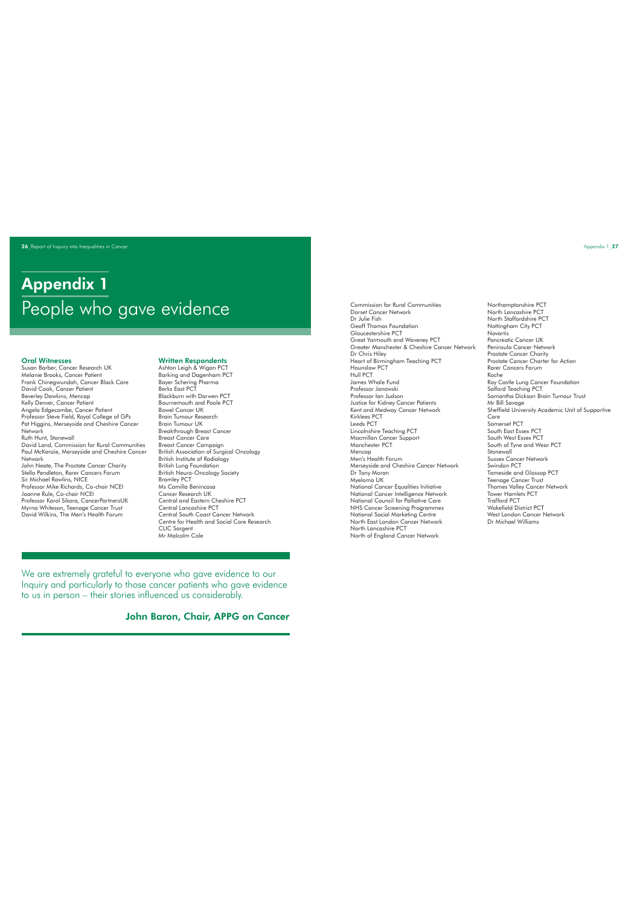# Appendix 1
## People who gave evidence

### Oral Witnesses

Susan Barber, Cancer Research UK
Melanie Brooks, Cancer Patient
Frank Chinegwundoh, Cancer Black Care
David Cook, Cancer Patient
Beverley Dawkins, Mencap
Kelly Denver, Cancer Patient
Angela Edgecombe, Cancer Patient
Professor Steve Field, Royal College of GPs
Pat Higgins, Merseyside and Cheshire Cancer Network
Ruth Hunt, Stonewall
David Land, Commission for Rural Communities
Paul McKenzie, Merseyside and Cheshire Cancer Network
John Neate, The Prostate Cancer Charity
Stella Pendleton, Rarer Cancers Forum
Sir Michael Rawlins, NICE
Professor Mike Richards, Co-chair NCEI
Joanne Rule, Co-chair NCEI
Professor Karol Sikora, CancerPartnersUK
Myrna Whiteson, Teenage Cancer Trust
David Wilkins, The Men's Health Forum

### Written Respondents

Ashton Leigh & Wigan PCT
Barking and Dagenham PCT
Bayer Schering Pharma
Berks East PCT
Blackburn with Darwen PCT
Bournemouth and Poole PCT
Bowel Cancer UK
Brain Tumour Research
Brain Tumour UK
Breakthrough Breast Cancer
Breast Cancer Care
Breast Cancer Campaign
British Association of Surgical Oncology
British Institute of Radiology
British Lung Foundation
British Neuro-Oncology Society
Bromley PCT
Ms Camilla Benincasa
Cancer Research UK
Central and Eastern Cheshire PCT
Central Lancashire PCT
Central South Coast Cancer Network
Centre for Health and Social Care Research
CLIC Sargent
Mr Malcolm Cole
Commission for Rural Communities
Dorset Cancer Network
Dr Julie Fish
Geoff Thomas Foundation
Gloucestershire PCT
Great Yarmouth and Waveney PCT
Greater Manchester & Cheshire Cancer Network
Dr Chris Hiley
Heart of Birmingham Teaching PCT
Hounslow PCT
Hull PCT
James Whale Fund
Professor Janowski
Professor Ian Judson
Justice for Kidney Cancer Patients
Kent and Medway Cancer Network
Kirklees PCT
Leeds PCT
Lincolnshire Teaching PCT
Macmillan Cancer Support
Manchester PCT
Mencap
Men's Health Forum
Merseyside and Cheshire Cancer Network
Dr Tony Moran
Myeloma UK
National Cancer Equalities Initiative
National Cancer Intelligence Network
National Council for Palliative Care
NHS Cancer Screening Programmes
National Social Marketing Centre
North East London Cancer Network
North Lancashire PCT
North of England Cancer Network
Northamptonshire PCT
North Lancashire PCT
North Staffordshire PCT
Nottingham City PCT
Novartis
Pancreatic Cancer UK
Peninsula Cancer Network
Prostate Cancer Charity
Prostate Cancer Charter for Action
Rarer Cancers Forum
Roche
Roy Castle Lung Cancer Foundation
Salford Teaching PCT
Samantha Dickson Brain Tumour Trust
Mr Bill Savage
Sheffield University Academic Unit of Supportive Care
Somerset PCT
South East Essex PCT
South West Essex PCT
South of Tyne and Wear PCT
Stonewall
Sussex Cancer Network
Swindon PCT
Tameside and Glossop PCT
Teenage Cancer Trust
Thames Valley Cancer Network
Tower Hamlets PCT
Trafford PCT
Wakefield District PCT
West London Cancer Network
Dr Michael Williams

We are extremely grateful to everyone who gave evidence to our Inquiry and particularly to those cancer patients who gave evidence to us in person – their stories influenced us considerably.

**John Baron, Chair, APPG on Cancer**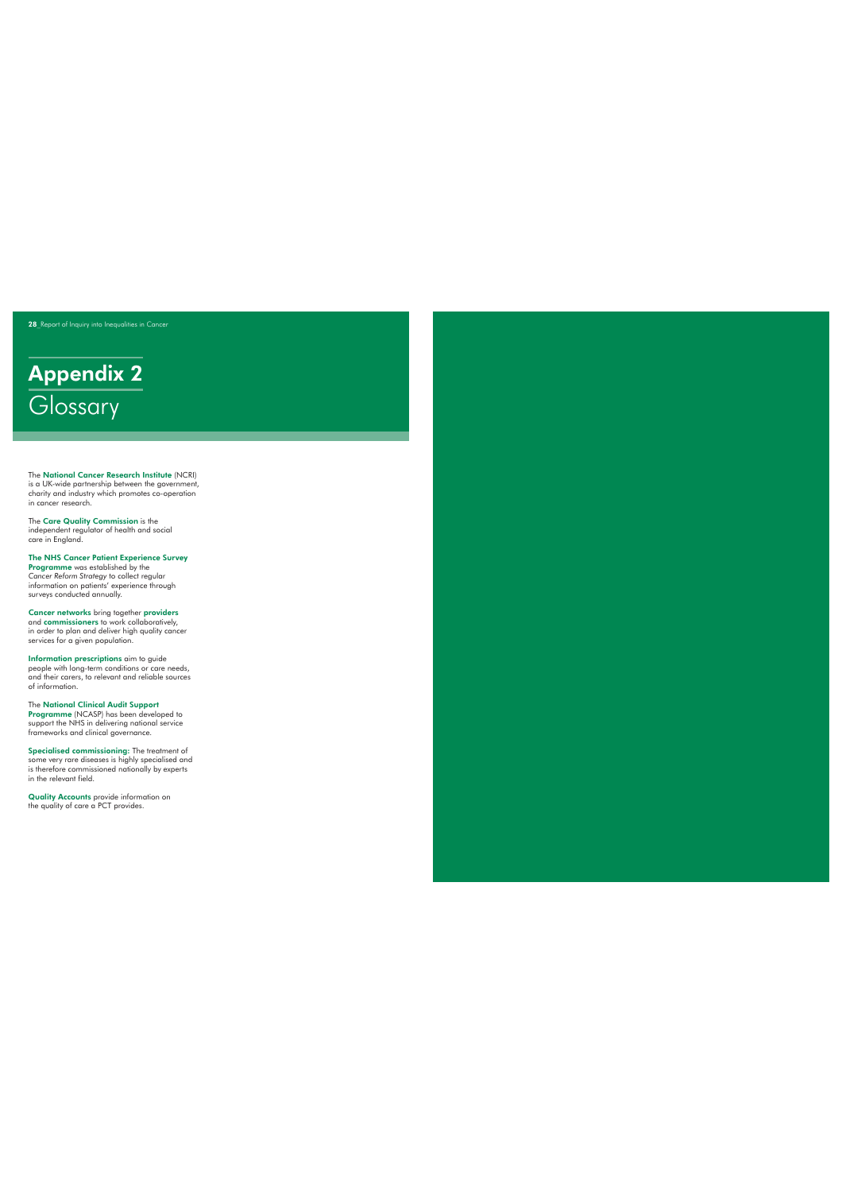# Appendix 2
## Glossary

The **National Cancer Research Institute** (NCRI) is a UK-wide partnership between the government, charity and industry which promotes co-operation in cancer research.

The **Care Quality Commission** is the independent regulator of health and social care in England.

**The NHS Cancer Patient Experience Survey Programme** was established by the *Cancer Reform Strategy* to collect regular information on patients' experience through surveys conducted annually.

**Cancer networks** bring together **providers** and **commissioners** to work collaboratively, in order to plan and deliver high quality cancer services for a given population.

**Information prescriptions** aim to guide people with long-term conditions or care needs, and their carers, to relevant and reliable sources of information.

The **National Clinical Audit Support Programme** (NCASP) has been developed to support the NHS in delivering national service frameworks and clinical governance.

**Specialised commissioning:** The treatment of some very rare diseases is highly specialised and is therefore commissioned nationally by experts in the relevant field.

**Quality Accounts** provide information on the quality of care a PCT provides.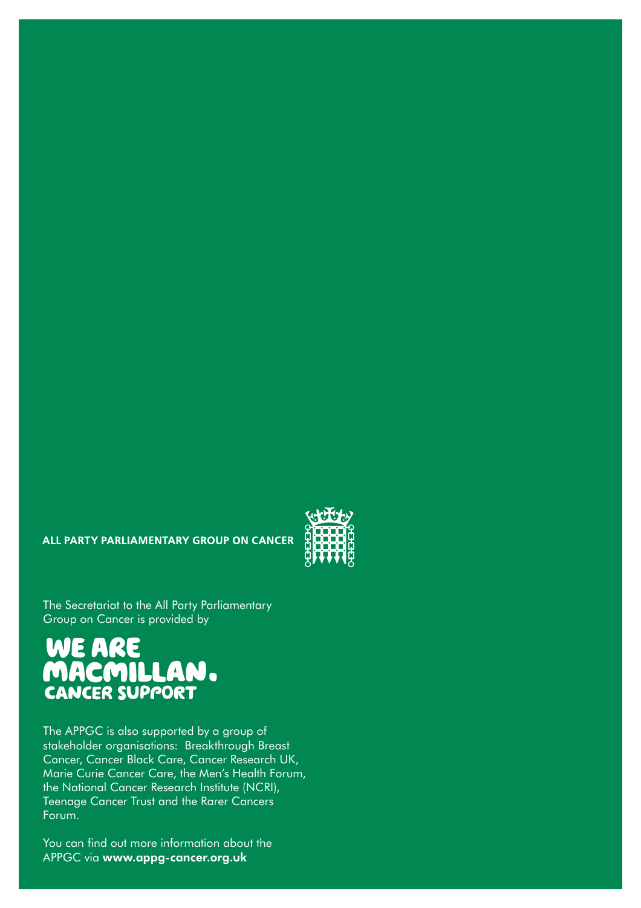**ALL PARTY PARLIAMENTARY GROUP ON CANCER**

The Secretariat to the All Party Parliamentary Group on Cancer is provided by

WE ARE MACMILLAN. CANCER SUPPORT

The APPGC is also supported by a group of stakeholder organisations: Breakthrough Breast Cancer, Cancer Black Care, Cancer Research UK, Marie Curie Cancer Care, the Men's Health Forum, the National Cancer Research Institute (NCRI), Teenage Cancer Trust and the Rarer Cancers Forum.

You can find out more information about the APPGC via **www.appg-cancer.org.uk**